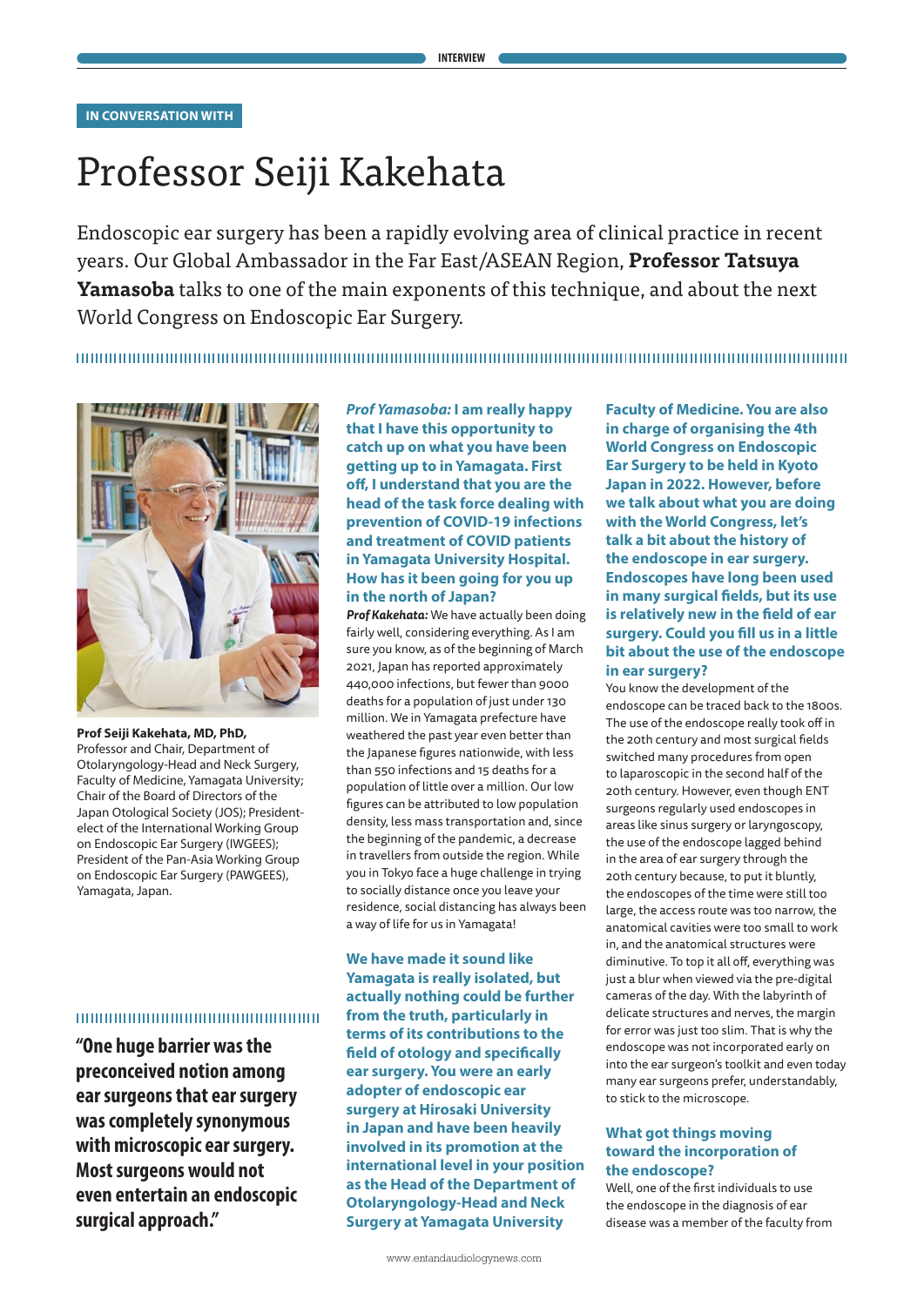IN CONVERSATION WITH

# Professor Seiji Kakehata

Endoscopic ear surgery has been a rapidly evolving area of clinical practice in recent years. Our Global Ambassador in the Far East/ASEAN Region, **Professor Tatsuya Yamasoba** talks to one of the main exponents of this technique, and about the next World Congress on Endoscopic Ear Surgery.

**Prof Seiji Kakehata, MD, PhD,** Professor and Chair, Department of Otolaryngology-Head and Neck Surgery, Faculty of Medicine, Yamagata University; Chair of the Board of Directors of the Japan Otological Society (JOS); President-elect of the International Working Group on Endoscopic Ear Surgery (IWGEES); President of the Pan-Asia Working Group on Endoscopic Ear Surgery (PAWGEES), Yamagata, Japan.

**“One huge barrier was the preconceived notion among ear surgeons that ear surgery was completely synonymous with microscopic ear surgery. Most surgeons would not even entertain an endoscopic surgical approach.”**

***Prof Yamasoba:*** **I am really happy that I have this opportunity to catch up on what you have been getting up to in Yamagata. First off, I understand that you are the head of the task force dealing with prevention of COVID-19 infections and treatment of COVID patients in Yamagata University Hospital. How has it been going for you up in the north of Japan?**

***Prof Kakehata:*** We have actually been doing fairly well, considering everything. As I am sure you know, as of the beginning of March 2021, Japan has reported approximately 440,000 infections, but fewer than 9000 deaths for a population of just under 130 million. We in Yamagata prefecture have weathered the past year even better than the Japanese figures nationwide, with less than 550 infections and 15 deaths for a population of little over a million. Our low figures can be attributed to low population density, less mass transportation and, since the beginning of the pandemic, a decrease in travellers from outside the region. While you in Tokyo face a huge challenge in trying to socially distance once you leave your residence, social distancing has always been a way of life for us in Yamagata!

**We have made it sound like Yamagata is really isolated, but actually nothing could be further from the truth, particularly in terms of its contributions to the field of otology and specifically ear surgery. You were an early adopter of endoscopic ear surgery at Hirosaki University in Japan and have been heavily involved in its promotion at the international level in your position as the Head of the Department of Otolaryngology-Head and Neck Surgery at Yamagata University Faculty of Medicine. You are also in charge of organising the 4th World Congress on Endoscopic Ear Surgery to be held in Kyoto Japan in 2022. However, before we talk about what you are doing with the World Congress, let’s talk a bit about the history of the endoscope in ear surgery. Endoscopes have long been used in many surgical fields, but its use is relatively new in the field of ear surgery. Could you fill us in a little bit about the use of the endoscope in ear surgery?**

You know the development of the endoscope can be traced back to the 1800s. The use of the endoscope really took off in the 20th century and most surgical fields switched many procedures from open to laparoscopic in the second half of the 20th century. However, even though ENT surgeons regularly used endoscopes in areas like sinus surgery or laryngoscopy, the use of the endoscope lagged behind in the area of ear surgery through the 20th century because, to put it bluntly, the endoscopes of the time were still too large, the access route was too narrow, the anatomical cavities were too small to work in, and the anatomical structures were diminutive. To top it all off, everything was just a blur when viewed via the pre-digital cameras of the day. With the labyrinth of delicate structures and nerves, the margin for error was just too slim. That is why the endoscope was not incorporated early on into the ear surgeon’s toolkit and even today many ear surgeons prefer, understandably, to stick to the microscope.

**What got things moving toward the incorporation of the endoscope?**

Well, one of the first individuals to use the endoscope in the diagnosis of ear disease was a member of the faculty from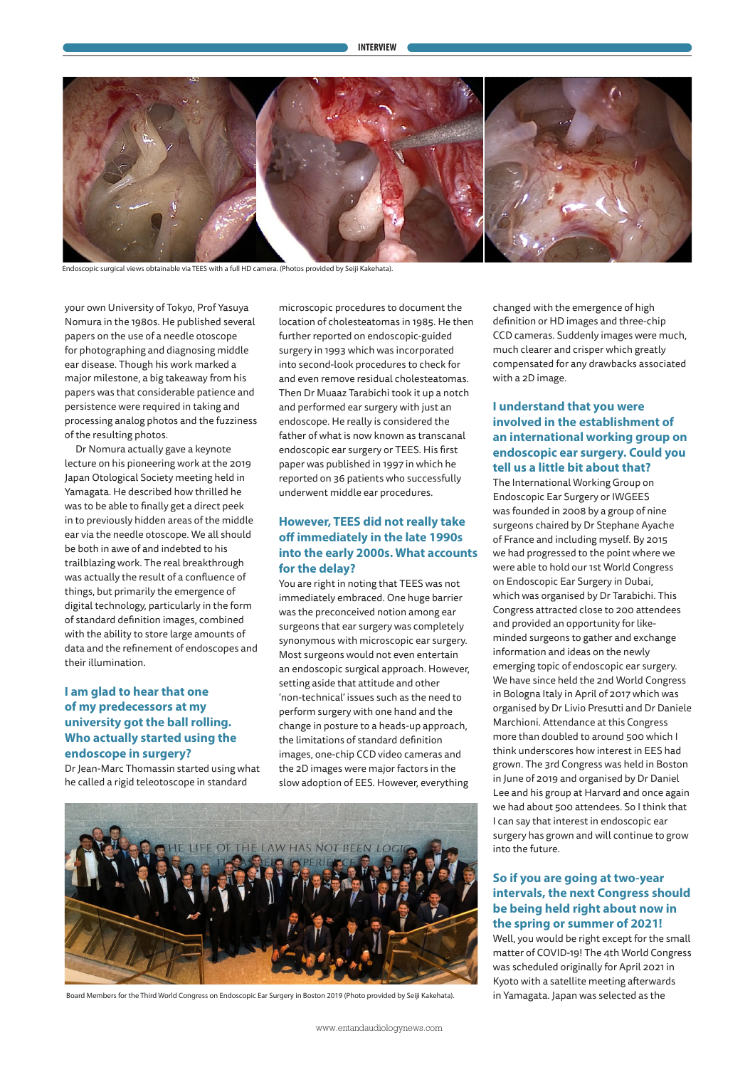Endoscopic surgical views obtainable via TEES with a full HD camera. (Photos provided by Seiji Kakehata).

your own University of Tokyo, Prof Yasuya Nomura in the 1980s. He published several papers on the use of a needle otoscope for photographing and diagnosing middle ear disease. Though his work marked a major milestone, a big takeaway from his papers was that considerable patience and persistence were required in taking and processing analog photos and the fuzziness of the resulting photos.

Dr Nomura actually gave a keynote lecture on his pioneering work at the 2019 Japan Otological Society meeting held in Yamagata. He described how thrilled he was to be able to finally get a direct peek in to previously hidden areas of the middle ear via the needle otoscope. We all should be both in awe of and indebted to his trailblazing work. The real breakthrough was actually the result of a confluence of things, but primarily the emergence of digital technology, particularly in the form of standard definition images, combined with the ability to store large amounts of data and the refinement of endoscopes and their illumination.

### I am glad to hear that one of my predecessors at my university got the ball rolling. Who actually started using the endoscope in surgery?

Dr Jean-Marc Thomassin started using what he called a rigid teleotoscope in standard microscopic procedures to document the location of cholesteatomas in 1985. He then further reported on endoscopic-guided surgery in 1993 which was incorporated into second-look procedures to check for and even remove residual cholesteatomas. Then Dr Muaaz Tarabichi took it up a notch and performed ear surgery with just an endoscope. He really is considered the father of what is now known as transcanal endoscopic ear surgery or TEES. His first paper was published in 1997 in which he reported on 36 patients who successfully underwent middle ear procedures.

### However, TEES did not really take off immediately in the late 1990s into the early 2000s. What accounts for the delay?

You are right in noting that TEES was not immediately embraced. One huge barrier was the preconceived notion among ear surgeons that ear surgery was completely synonymous with microscopic ear surgery. Most surgeons would not even entertain an endoscopic surgical approach. However, setting aside that attitude and other 'non-technical' issues such as the need to perform surgery with one hand and the change in posture to a heads-up approach, the limitations of standard definition images, one-chip CCD video cameras and the 2D images were major factors in the slow adoption of EES. However, everything changed with the emergence of high definition or HD images and three-chip CCD cameras. Suddenly images were much, much clearer and crisper which greatly compensated for any drawbacks associated with a 2D image.

### I understand that you were involved in the establishment of an international working group on endoscopic ear surgery. Could you tell us a little bit about that?

The International Working Group on Endoscopic Ear Surgery or IWGEES was founded in 2008 by a group of nine surgeons chaired by Dr Stephane Ayache of France and including myself. By 2015 we had progressed to the point where we were able to hold our 1st World Congress on Endoscopic Ear Surgery in Dubai, which was organised by Dr Tarabichi. This Congress attracted close to 200 attendees and provided an opportunity for like-minded surgeons to gather and exchange information and ideas on the newly emerging topic of endoscopic ear surgery. We have since held the 2nd World Congress in Bologna Italy in April of 2017 which was organised by Dr Livio Presutti and Dr Daniele Marchioni. Attendance at this Congress more than doubled to around 500 which I think underscores how interest in EES had grown. The 3rd Congress was held in Boston in June of 2019 and organised by Dr Daniel Lee and his group at Harvard and once again we had about 500 attendees. So I think that I can say that interest in endoscopic ear surgery has grown and will continue to grow into the future.

Board Members for the Third World Congress on Endoscopic Ear Surgery in Boston 2019 (Photo provided by Seiji Kakehata).

### So if you are going at two-year intervals, the next Congress should be being held right about now in the spring or summer of 2021!

Well, you would be right except for the small matter of COVID-19! The 4th World Congress was scheduled originally for April 2021 in Kyoto with a satellite meeting afterwards in Yamagata. Japan was selected as the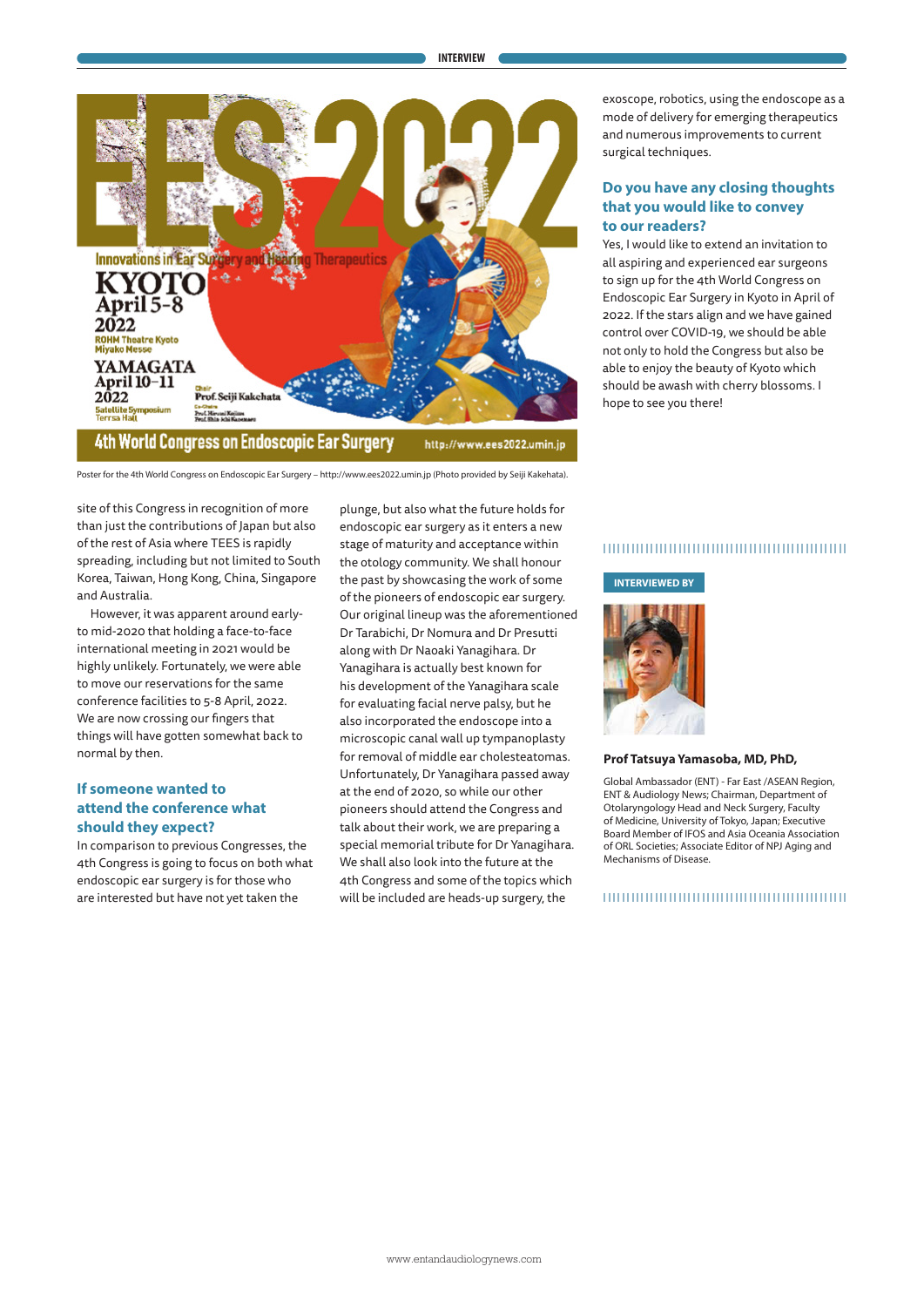Poster for the 4th World Congress on Endoscopic Ear Surgery – http://www.ees2022.umin.jp (Photo provided by Seiji Kakehata).

site of this Congress in recognition of more than just the contributions of Japan but also of the rest of Asia where TEES is rapidly spreading, including but not limited to South Korea, Taiwan, Hong Kong, China, Singapore and Australia.

However, it was apparent around early- to mid-2020 that holding a face-to-face international meeting in 2021 would be highly unlikely. Fortunately, we were able to move our reservations for the same conference facilities to 5-8 April, 2022. We are now crossing our fingers that things will have gotten somewhat back to normal by then.

### If someone wanted to attend the conference what should they expect?

In comparison to previous Congresses, the 4th Congress is going to focus on both what endoscopic ear surgery is for those who are interested but have not yet taken the plunge, but also what the future holds for endoscopic ear surgery as it enters a new stage of maturity and acceptance within the otology community. We shall honour the past by showcasing the work of some of the pioneers of endoscopic ear surgery. Our original lineup was the aforementioned Dr Tarabichi, Dr Nomura and Dr Presutti along with Dr Naoaki Yanagihara. Dr Yanagihara is actually best known for his development of the Yanagihara scale for evaluating facial nerve palsy, but he also incorporated the endoscope into a microscopic canal wall up tympanoplasty for removal of middle ear cholesteatomas. Unfortunately, Dr Yanagihara passed away at the end of 2020, so while our other pioneers should attend the Congress and talk about their work, we are preparing a special memorial tribute for Dr Yanagihara. We shall also look into the future at the 4th Congress and some of the topics which will be included are heads-up surgery, the exoscope, robotics, using the endoscope as a mode of delivery for emerging therapeutics and numerous improvements to current surgical techniques.

### Do you have any closing thoughts that you would like to convey to our readers?

Yes, I would like to extend an invitation to all aspiring and experienced ear surgeons to sign up for the 4th World Congress on Endoscopic Ear Surgery in Kyoto in April of 2022. If the stars align and we have gained control over COVID-19, we should be able not only to hold the Congress but also be able to enjoy the beauty of Kyoto which should be awash with cherry blossoms. I hope to see you there!

---

**INTERVIEWED BY**

**Prof Tatsuya Yamasoba, MD, PhD,**

Global Ambassador (ENT) - Far East /ASEAN Region, ENT & Audiology News; Chairman, Department of Otolaryngology Head and Neck Surgery, Faculty of Medicine, University of Tokyo, Japan; Executive Board Member of IFOS and Asia Oceania Association of ORL Societies; Associate Editor of NPJ Aging and Mechanisms of Disease.